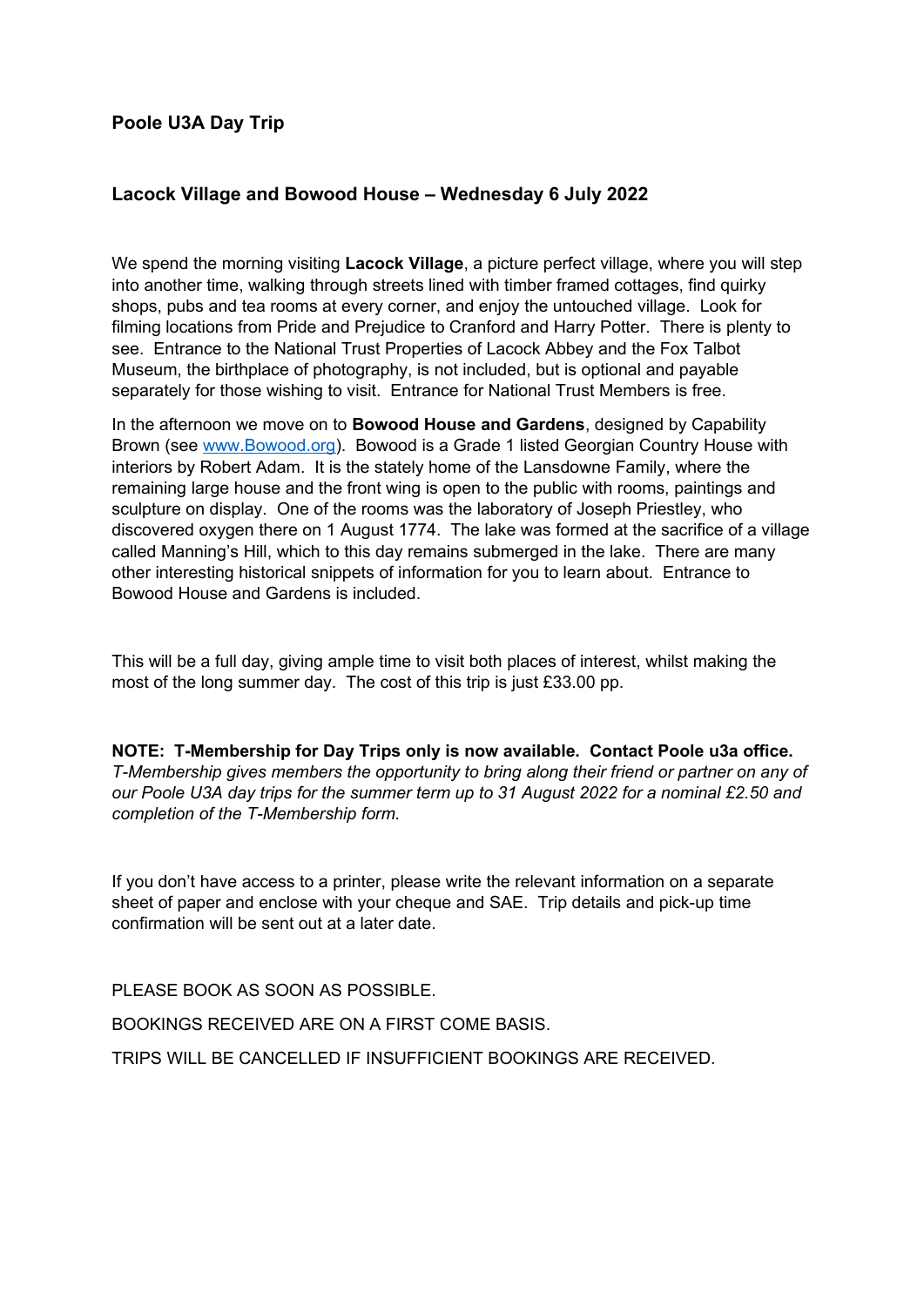## Poole U3A Day Trip

## Lacock Village and Bowood House – Wednesday 6 July 2022

We spend the morning visiting **Lacock Village**, a picture perfect village, where you will step into another time, walking through streets lined with timber framed cottages, find quirky shops, pubs and tea rooms at every corner, and enjoy the untouched village. Look for filming locations from Pride and Prejudice to Cranford and Harry Potter. There is plenty to see. Entrance to the National Trust Properties of Lacock Abbey and the Fox Talbot Museum, the birthplace of photography, is not included, but is optional and payable separately for those wishing to visit. Entrance for National Trust Members is free.

In the afternoon we move on to **Bowood House and Gardens**, designed by Capability Brown (see [www.Bowood.org](www.Bowood.org)). Bowood is a Grade 1 listed Georgian Country House with interiors by Robert Adam. It is the stately home of the Lansdowne Family, where the remaining large house and the front wing is open to the public with rooms, paintings and sculpture on display. One of the rooms was the laboratory of Joseph Priestley, who discovered oxygen there on 1 August 1774. The lake was formed at the sacrifice of a village called Manning's Hill, which to this day remains submerged in the lake. There are many other interesting historical snippets of information for you to learn about. Entrance to Bowood House and Gardens is included.

This will be a full day, giving ample time to visit both places of interest, whilst making the most of the long summer day. The cost of this trip is just £33.00 pp.

**NOTE: T-Membership for Day Trips only is now available. Contact Poole u3a office.**
*T-Membership gives members the opportunity to bring along their friend or partner on any of our Poole U3A day trips for the summer term up to 31 August 2022 for a nominal £2.50 and completion of the T-Membership form.*

If you don't have access to a printer, please write the relevant information on a separate sheet of paper and enclose with your cheque and SAE. Trip details and pick-up time confirmation will be sent out at a later date.

PLEASE BOOK AS SOON AS POSSIBLE.

BOOKINGS RECEIVED ARE ON A FIRST COME BASIS.

TRIPS WILL BE CANCELLED IF INSUFFICIENT BOOKINGS ARE RECEIVED.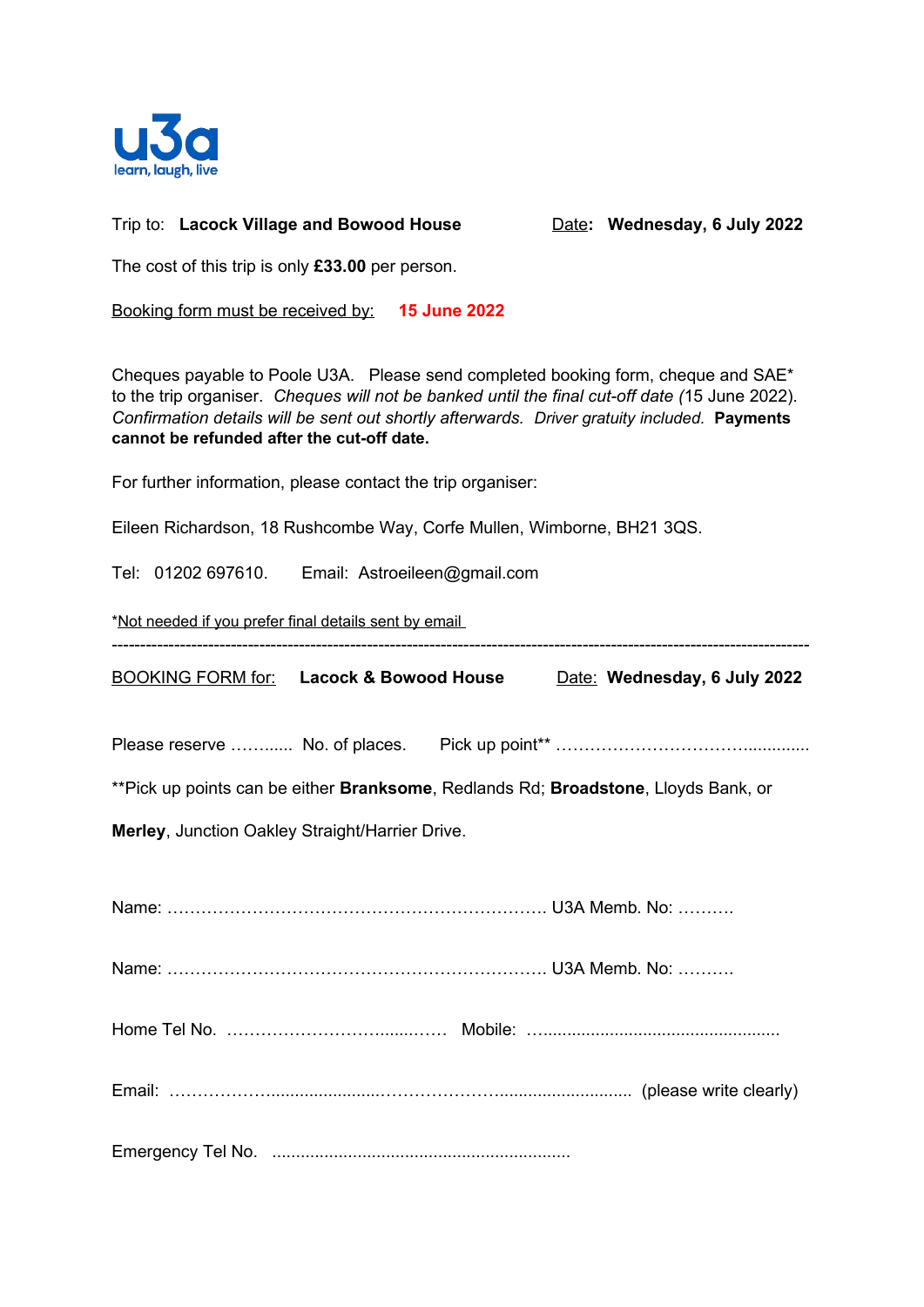u3a
learn, laugh, live

Trip to: **Lacock Village and Bowood House** Date**: Wednesday, 6 July 2022**

The cost of this trip is only **£33.00** per person.

Booking form must be received by: **15 June 2022**

Cheques payable to Poole U3A. Please send completed booking form, cheque and SAE* to the trip organiser. *Cheques will not be banked until the final cut-off date (*15 June 2022). *Confirmation details will be sent out shortly afterwards. Driver gratuity included.* **Payments cannot be refunded after the cut-off date.**

For further information, please contact the trip organiser:

Eileen Richardson, 18 Rushcombe Way, Corfe Mullen, Wimborne, BH21 3QS.

Tel: 01202 697610. Email: Astroeileen@gmail.com

*Not needed if you prefer final details sent by email

---

BOOKING FORM for: **Lacock & Bowood House** Date: **Wednesday, 6 July 2022**

Please reserve ……..... No. of places. Pick up point** ……………………………….............

**Pick up points can be either **Branksome**, Redlands Rd; **Broadstone**, Lloyds Bank, or **Merley**, Junction Oakley Straight/Harrier Drive.

Name: ………………………………………………………… U3A Memb. No: ……….

Name: ………………………………………………………… U3A Memb. No: ……….

Home Tel No. …………………….....…… Mobile: …..................................................

Email: ……………….....................……………….......................... (please write clearly)

Emergency Tel No. ..............................................................